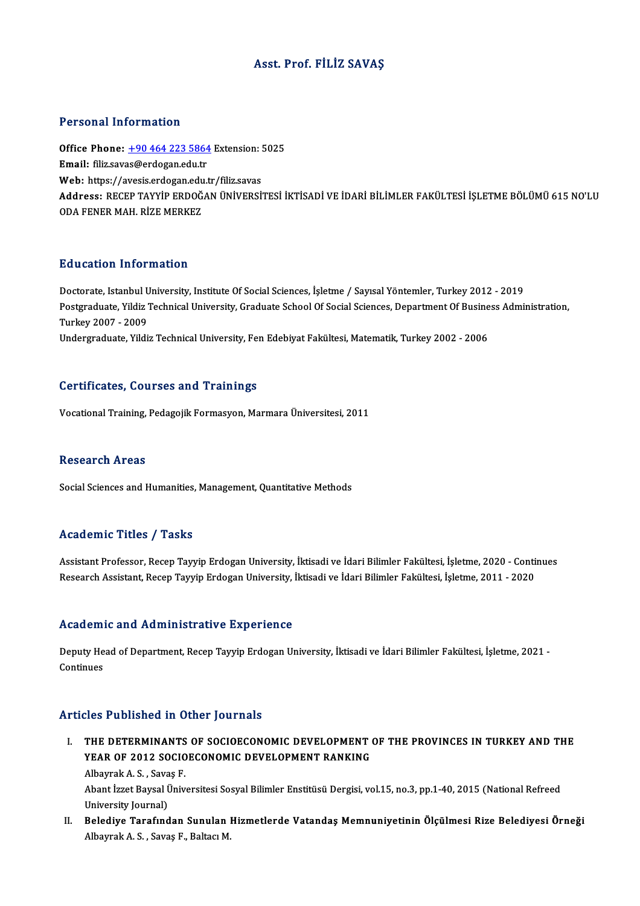# Asst. Prof. FİLİZ SAVAŞ

## Personal Information

**Office Phone:** +90 464 223 5864 Extension: 5025
**Email:** filiz.savas@erdogan.edu.tr
**Web:** https://avesis.erdogan.edu.tr/filiz.savas
**Address:** RECEP TAYYİP ERDOĞAN ÜNİVERSİTESİ İKTİSADİ VE İDARİ BİLİMLER FAKÜLTESİ İŞLETME BÖLÜMÜ 615 NO'LU ODA FENER MAH. RİZE MERKEZ

## Education Information

Doctorate, Istanbul University, Institute Of Social Sciences, İşletme / Sayısal Yöntemler, Turkey 2012 - 2019
Postgraduate, Yildiz Technical University, Graduate School Of Social Sciences, Department Of Business Administration, Turkey 2007 - 2009
Undergraduate, Yildiz Technical University, Fen Edebiyat Fakültesi, Matematik, Turkey 2002 - 2006

## Certificates, Courses and Trainings

Vocational Training, Pedagojik Formasyon, Marmara Üniversitesi, 2011

## Research Areas

Social Sciences and Humanities, Management, Quantitative Methods

## Academic Titles / Tasks

Assistant Professor, Recep Tayyip Erdogan University, İktisadi ve İdari Bilimler Fakültesi, İşletme, 2020 - Continues
Research Assistant, Recep Tayyip Erdogan University, İktisadi ve İdari Bilimler Fakültesi, İşletme, 2011 - 2020

## Academic and Administrative Experience

Deputy Head of Department, Recep Tayyip Erdogan University, İktisadi ve İdari Bilimler Fakültesi, İşletme, 2021 - Continues

## Articles Published in Other Journals

I. **THE DETERMINANTS OF SOCIOECONOMIC DEVELOPMENT OF THE PROVINCES IN TURKEY AND THE YEAR OF 2012 SOCIOECONOMIC DEVELOPMENT RANKING**
   Albayrak A. S. , Savaş F.
   Abant İzzet Baysal Üniversitesi Sosyal Bilimler Enstitüsü Dergisi, vol.15, no.3, pp.1-40, 2015 (National Refreed University Journal)
II. **Belediye Tarafından Sunulan Hizmetlerde Vatandaş Memnuniyetinin Ölçülmesi Rize Belediyesi Örneği**
   Albayrak A. S. , Savaş F., Baltacı M.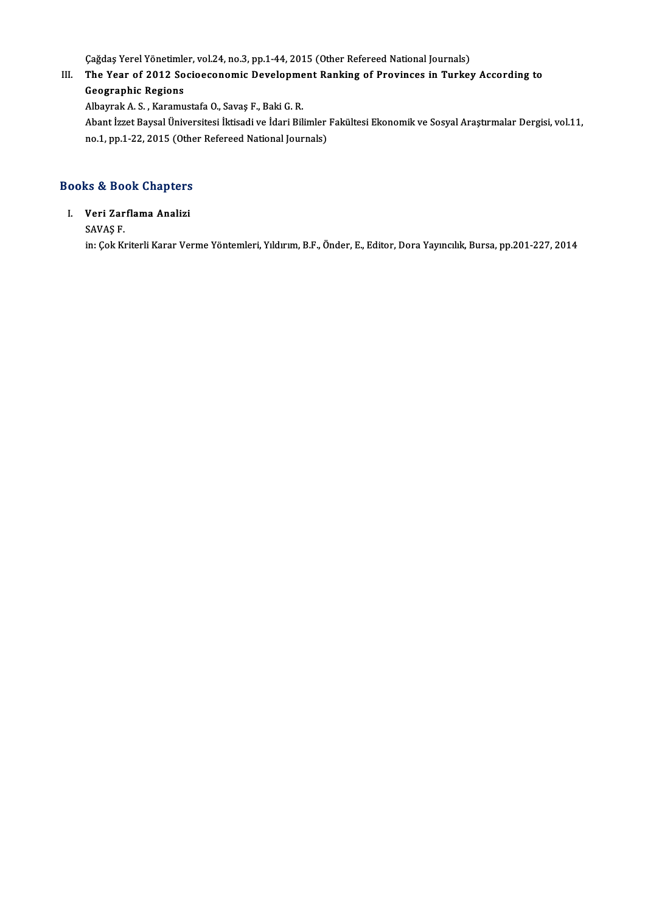Çağdaş Yerel Yönetimler, vol.24, no.3, pp.1-44, 2015 (Other Refereed National Journals)

III. **The Year of 2012 Socioeconomic Development Ranking of Provinces in Turkey According to Geographic Regions**
Albayrak A. S. , Karamustafa O., Savaş F., Baki G. R.
Abant İzzet Baysal Üniversitesi İktisadi ve İdari Bilimler Fakültesi Ekonomik ve Sosyal Araştırmalar Dergisi, vol.11, no.1, pp.1-22, 2015 (Other Refereed National Journals)

## Books & Book Chapters

I. **Veri Zarflama Analizi**
SAVAŞ F.
in: Çok Kriterli Karar Verme Yöntemleri, Yıldırım, B.F., Önder, E., Editor, Dora Yayıncılık, Bursa, pp.201-227, 2014